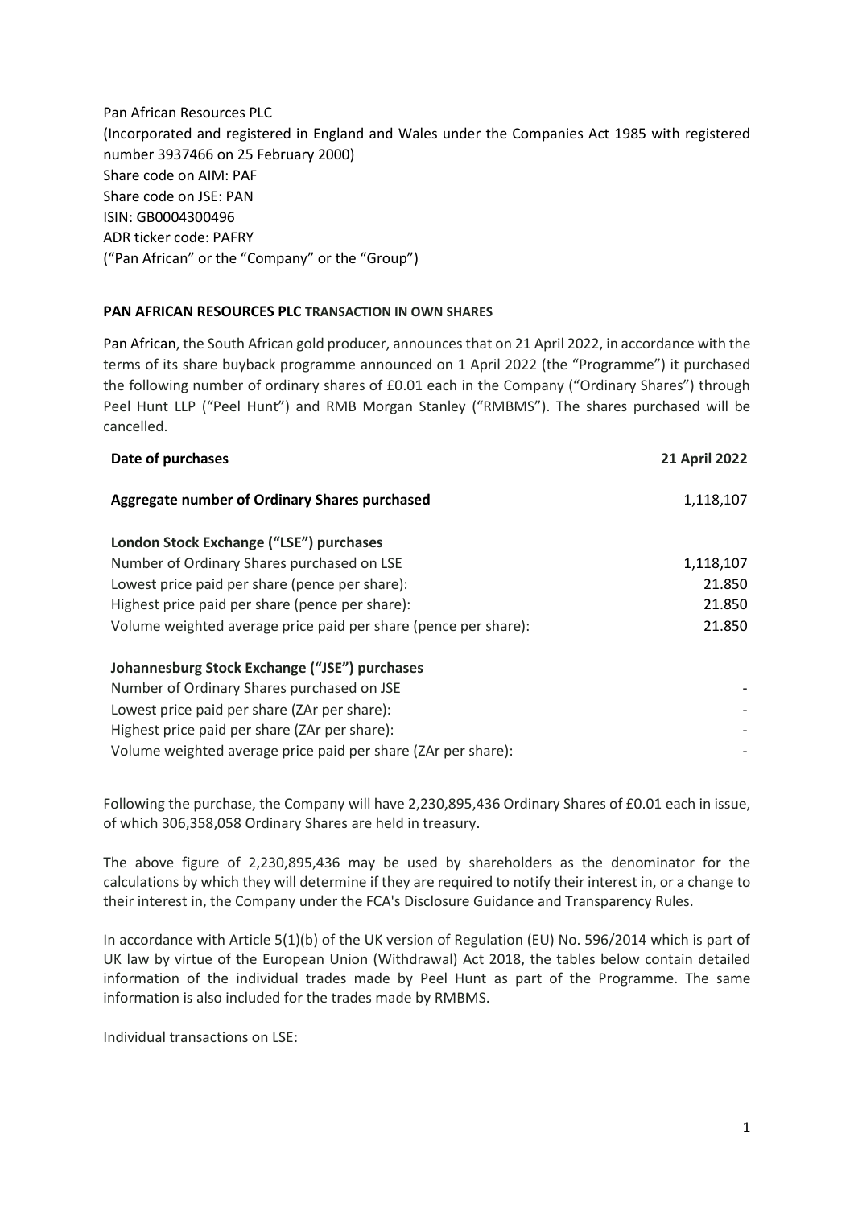Pan African Resources PLC
(Incorporated and registered in England and Wales under the Companies Act 1985 with registered number 3937466 on 25 February 2000)
Share code on AIM: PAF
Share code on JSE: PAN
ISIN: GB0004300496
ADR ticker code: PAFRY
("Pan African" or the "Company" or the "Group")

**PAN AFRICAN RESOURCES PLC TRANSACTION IN OWN SHARES**

Pan African, the South African gold producer, announces that on 21 April 2022, in accordance with the terms of its share buyback programme announced on 1 April 2022 (the "Programme") it purchased the following number of ordinary shares of £0.01 each in the Company ("Ordinary Shares") through Peel Hunt LLP ("Peel Hunt") and RMB Morgan Stanley ("RMBMS"). The shares purchased will be cancelled.

| **Date of purchases** | **21 April 2022** |
|---|---|
| **Aggregate number of Ordinary Shares purchased** | 1,118,107 |
| **London Stock Exchange ("LSE") purchases** | |
| Number of Ordinary Shares purchased on LSE | 1,118,107 |
| Lowest price paid per share (pence per share): | 21.850 |
| Highest price paid per share (pence per share): | 21.850 |
| Volume weighted average price paid per share (pence per share): | 21.850 |
| **Johannesburg Stock Exchange ("JSE") purchases** | |
| Number of Ordinary Shares purchased on JSE | - |
| Lowest price paid per share (ZAr per share): | - |
| Highest price paid per share (ZAr per share): | - |
| Volume weighted average price paid per share (ZAr per share): | - |

Following the purchase, the Company will have 2,230,895,436 Ordinary Shares of £0.01 each in issue, of which 306,358,058 Ordinary Shares are held in treasury.

The above figure of 2,230,895,436 may be used by shareholders as the denominator for the calculations by which they will determine if they are required to notify their interest in, or a change to their interest in, the Company under the FCA's Disclosure Guidance and Transparency Rules.

In accordance with Article 5(1)(b) of the UK version of Regulation (EU) No. 596/2014 which is part of UK law by virtue of the European Union (Withdrawal) Act 2018, the tables below contain detailed information of the individual trades made by Peel Hunt as part of the Programme. The same information is also included for the trades made by RMBMS.

Individual transactions on LSE: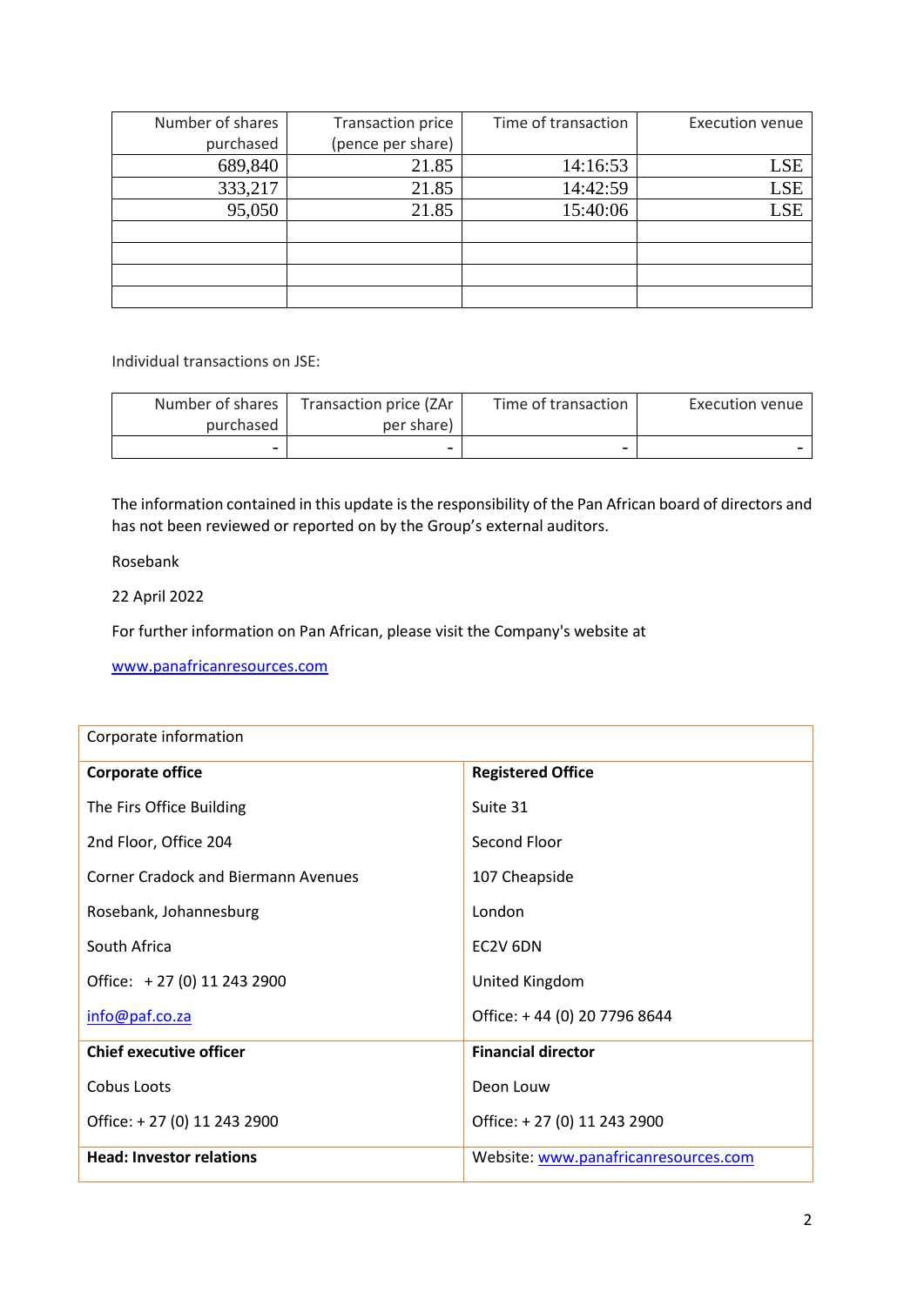| Number of shares purchased | Transaction price (pence per share) | Time of transaction | Execution venue |
|---|---|---|---|
| 689,840 | 21.85 | 14:16:53 | LSE |
| 333,217 | 21.85 | 14:42:59 | LSE |
| 95,050 | 21.85 | 15:40:06 | LSE |
| | | | |
| | | | |
| | | | |
| | | | |

Individual transactions on JSE:

| Number of shares purchased | Transaction price (ZAr per share) | Time of transaction | Execution venue |
|---|---|---|---|
| - | - | - | - |

The information contained in this update is the responsibility of the Pan African board of directors and has not been reviewed or reported on by the Group's external auditors.

Rosebank

22 April 2022

For further information on Pan African, please visit the Company's website at

www.panafricanresources.com

| Corporate information | |
|---|---|
| **Corporate office** | **Registered Office** |
| The Firs Office Building | Suite 31 |
| 2nd Floor, Office 204 | Second Floor |
| Corner Cradock and Biermann Avenues | 107 Cheapside |
| Rosebank, Johannesburg | London |
| South Africa | EC2V 6DN |
| Office: + 27 (0) 11 243 2900 | United Kingdom |
| info@paf.co.za | Office: + 44 (0) 20 7796 8644 |
| **Chief executive officer** | **Financial director** |
| Cobus Loots | Deon Louw |
| Office: + 27 (0) 11 243 2900 | Office: + 27 (0) 11 243 2900 |
| **Head: Investor relations** | Website: www.panafricanresources.com |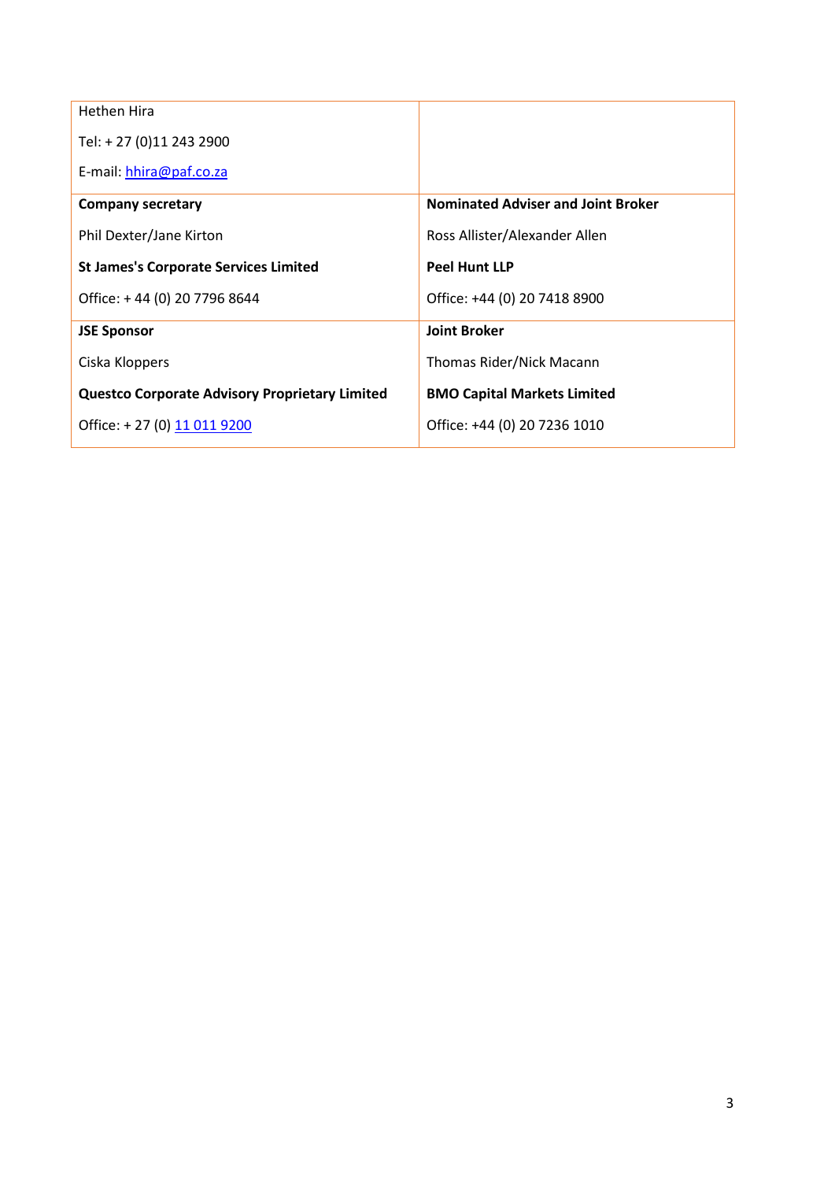| | |
|---|---|
| Hethen Hira<br><br>Tel: + 27 (0)11 243 2900<br><br>E-mail: hhira@paf.co.za | |
| **Company secretary**<br><br>Phil Dexter/Jane Kirton<br><br>**St James's Corporate Services Limited**<br><br>Office: + 44 (0) 20 7796 8644 | **Nominated Adviser and Joint Broker**<br><br>Ross Allister/Alexander Allen<br><br>**Peel Hunt LLP**<br><br>Office: +44 (0) 20 7418 8900 |
| **JSE Sponsor**<br><br>Ciska Kloppers<br><br>**Questco Corporate Advisory Proprietary Limited**<br><br>Office: + 27 (0) 11 011 9200 | **Joint Broker**<br><br>Thomas Rider/Nick Macann<br><br>**BMO Capital Markets Limited**<br><br>Office: +44 (0) 20 7236 1010 |